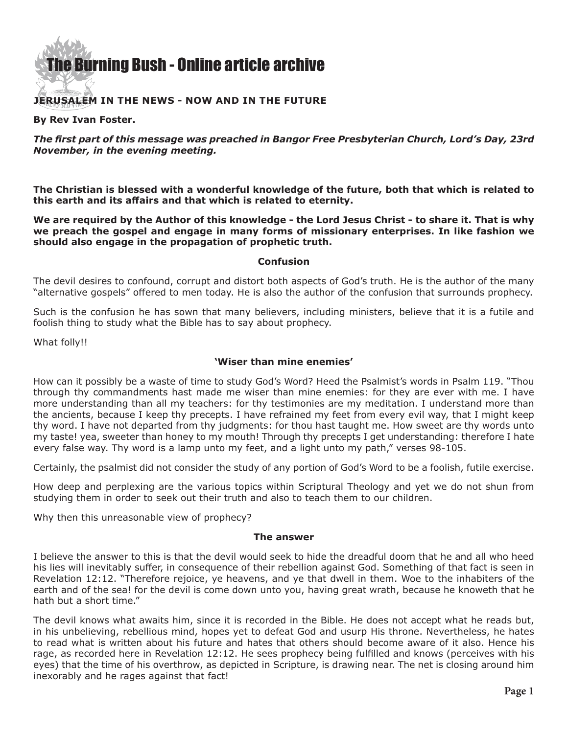# The Burning Bush - Online article archive

## JERUSALEM IN THE NEWS - NOW AND IN THE FUTURE

**By Rev Ivan Foster.**

***The first part of this message was preached in Bangor Free Presbyterian Church, Lord's Day, 23rd November, in the evening meeting.***

**The Christian is blessed with a wonderful knowledge of the future, both that which is related to this earth and its affairs and that which is related to eternity.**

**We are required by the Author of this knowledge - the Lord Jesus Christ - to share it. That is why we preach the gospel and engage in many forms of missionary enterprises. In like fashion we should also engage in the propagation of prophetic truth.**

### Confusion

The devil desires to confound, corrupt and distort both aspects of God's truth. He is the author of the many "alternative gospels" offered to men today. He is also the author of the confusion that surrounds prophecy.

Such is the confusion he has sown that many believers, including ministers, believe that it is a futile and foolish thing to study what the Bible has to say about prophecy.

What folly!!

### 'Wiser than mine enemies'

How can it possibly be a waste of time to study God's Word? Heed the Psalmist's words in Psalm 119. "Thou through thy commandments hast made me wiser than mine enemies: for they are ever with me. I have more understanding than all my teachers: for thy testimonies are my meditation. I understand more than the ancients, because I keep thy precepts. I have refrained my feet from every evil way, that I might keep thy word. I have not departed from thy judgments: for thou hast taught me. How sweet are thy words unto my taste! yea, sweeter than honey to my mouth! Through thy precepts I get understanding: therefore I hate every false way. Thy word is a lamp unto my feet, and a light unto my path," verses 98-105.

Certainly, the psalmist did not consider the study of any portion of God's Word to be a foolish, futile exercise.

How deep and perplexing are the various topics within Scriptural Theology and yet we do not shun from studying them in order to seek out their truth and also to teach them to our children.

Why then this unreasonable view of prophecy?

### The answer

I believe the answer to this is that the devil would seek to hide the dreadful doom that he and all who heed his lies will inevitably suffer, in consequence of their rebellion against God. Something of that fact is seen in Revelation 12:12. "Therefore rejoice, ye heavens, and ye that dwell in them. Woe to the inhabiters of the earth and of the sea! for the devil is come down unto you, having great wrath, because he knoweth that he hath but a short time."

The devil knows what awaits him, since it is recorded in the Bible. He does not accept what he reads but, in his unbelieving, rebellious mind, hopes yet to defeat God and usurp His throne. Nevertheless, he hates to read what is written about his future and hates that others should become aware of it also. Hence his rage, as recorded here in Revelation 12:12. He sees prophecy being fulfilled and knows (perceives with his eyes) that the time of his overthrow, as depicted in Scripture, is drawing near. The net is closing around him inexorably and he rages against that fact!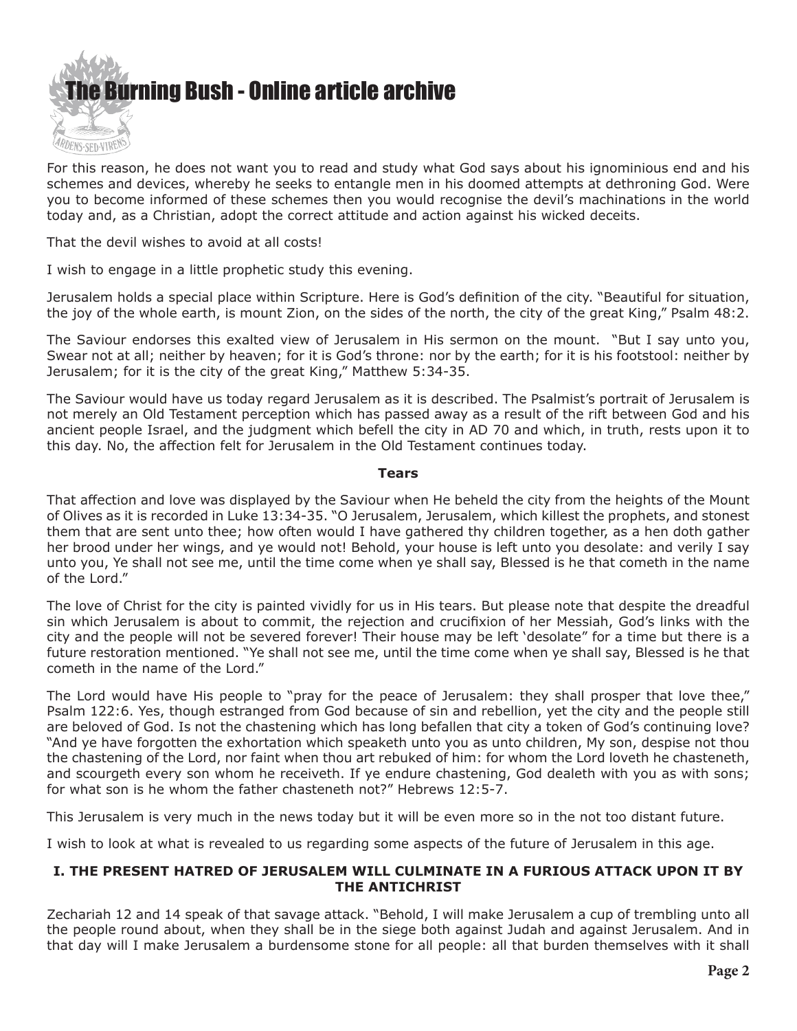For this reason, he does not want you to read and study what God says about his ignominious end and his schemes and devices, whereby he seeks to entangle men in his doomed attempts at dethroning God. Were you to become informed of these schemes then you would recognise the devil's machinations in the world today and, as a Christian, adopt the correct attitude and action against his wicked deceits.

That the devil wishes to avoid at all costs!

I wish to engage in a little prophetic study this evening.

Jerusalem holds a special place within Scripture. Here is God's definition of the city. "Beautiful for situation, the joy of the whole earth, is mount Zion, on the sides of the north, the city of the great King," Psalm 48:2.

The Saviour endorses this exalted view of Jerusalem in His sermon on the mount. "But I say unto you, Swear not at all; neither by heaven; for it is God's throne: nor by the earth; for it is his footstool: neither by Jerusalem; for it is the city of the great King," Matthew 5:34-35.

The Saviour would have us today regard Jerusalem as it is described. The Psalmist's portrait of Jerusalem is not merely an Old Testament perception which has passed away as a result of the rift between God and his ancient people Israel, and the judgment which befell the city in AD 70 and which, in truth, rests upon it to this day. No, the affection felt for Jerusalem in the Old Testament continues today.

**Tears**

That affection and love was displayed by the Saviour when He beheld the city from the heights of the Mount of Olives as it is recorded in Luke 13:34-35. "O Jerusalem, Jerusalem, which killest the prophets, and stonest them that are sent unto thee; how often would I have gathered thy children together, as a hen doth gather her brood under her wings, and ye would not! Behold, your house is left unto you desolate: and verily I say unto you, Ye shall not see me, until the time come when ye shall say, Blessed is he that cometh in the name of the Lord."

The love of Christ for the city is painted vividly for us in His tears. But please note that despite the dreadful sin which Jerusalem is about to commit, the rejection and crucifixion of her Messiah, God's links with the city and the people will not be severed forever! Their house may be left 'desolate" for a time but there is a future restoration mentioned. "Ye shall not see me, until the time come when ye shall say, Blessed is he that cometh in the name of the Lord."

The Lord would have His people to "pray for the peace of Jerusalem: they shall prosper that love thee," Psalm 122:6. Yes, though estranged from God because of sin and rebellion, yet the city and the people still are beloved of God. Is not the chastening which has long befallen that city a token of God's continuing love? "And ye have forgotten the exhortation which speaketh unto you as unto children, My son, despise not thou the chastening of the Lord, nor faint when thou art rebuked of him: for whom the Lord loveth he chasteneth, and scourgeth every son whom he receiveth. If ye endure chastening, God dealeth with you as with sons; for what son is he whom the father chasteneth not?" Hebrews 12:5-7.

This Jerusalem is very much in the news today but it will be even more so in the not too distant future.

I wish to look at what is revealed to us regarding some aspects of the future of Jerusalem in this age.

**I. THE PRESENT HATRED OF JERUSALEM WILL CULMINATE IN A FURIOUS ATTACK UPON IT BY THE ANTICHRIST**

Zechariah 12 and 14 speak of that savage attack. "Behold, I will make Jerusalem a cup of trembling unto all the people round about, when they shall be in the siege both against Judah and against Jerusalem. And in that day will I make Jerusalem a burdensome stone for all people: all that burden themselves with it shall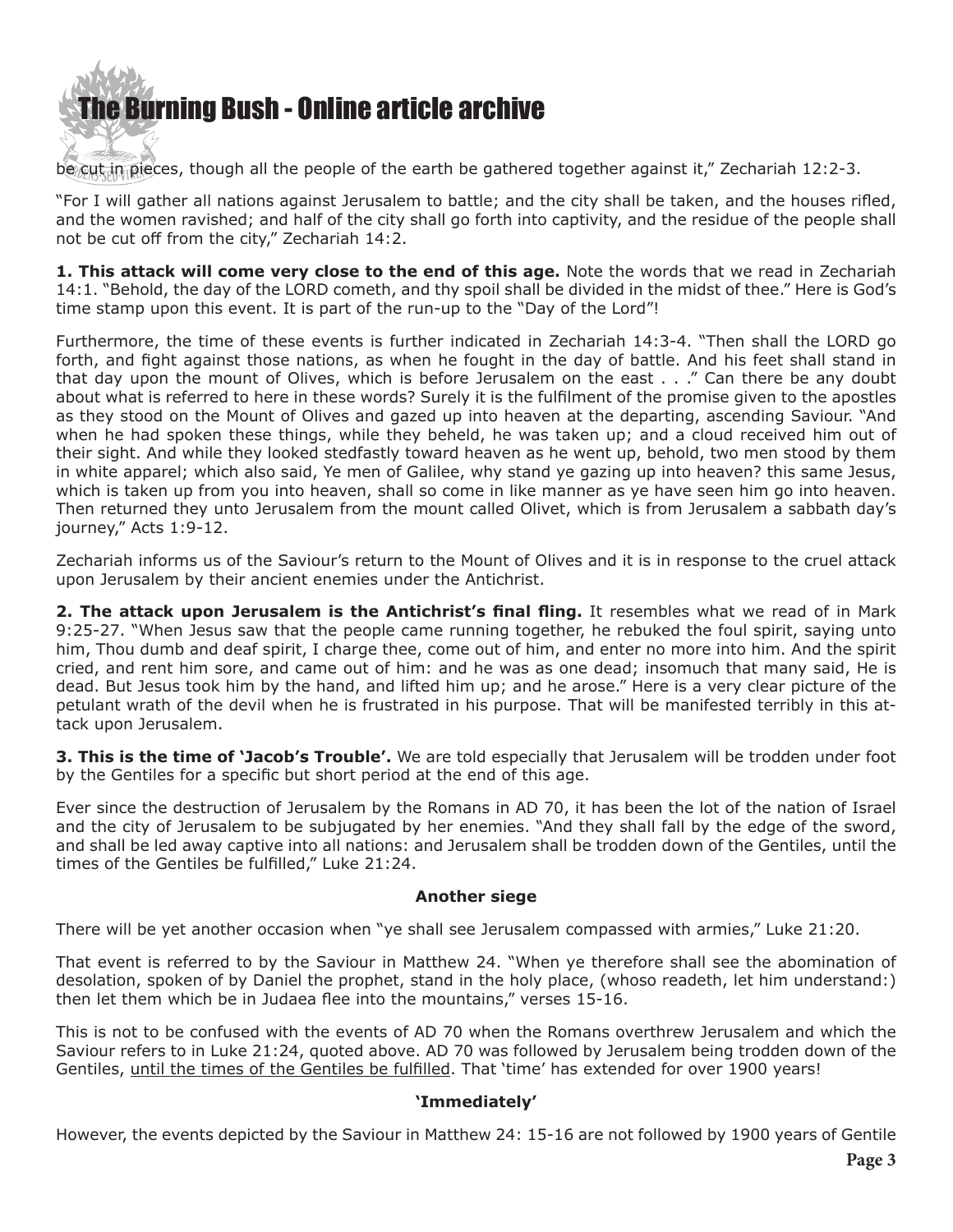be cut in pieces, though all the people of the earth be gathered together against it," Zechariah 12:2-3.

"For I will gather all nations against Jerusalem to battle; and the city shall be taken, and the houses rifled, and the women ravished; and half of the city shall go forth into captivity, and the residue of the people shall not be cut off from the city," Zechariah 14:2.

**1. This attack will come very close to the end of this age.** Note the words that we read in Zechariah 14:1. "Behold, the day of the LORD cometh, and thy spoil shall be divided in the midst of thee." Here is God's time stamp upon this event. It is part of the run-up to the "Day of the Lord"!

Furthermore, the time of these events is further indicated in Zechariah 14:3-4. "Then shall the LORD go forth, and fight against those nations, as when he fought in the day of battle. And his feet shall stand in that day upon the mount of Olives, which is before Jerusalem on the east . . ." Can there be any doubt about what is referred to here in these words? Surely it is the fulfilment of the promise given to the apostles as they stood on the Mount of Olives and gazed up into heaven at the departing, ascending Saviour. "And when he had spoken these things, while they beheld, he was taken up; and a cloud received him out of their sight. And while they looked stedfastly toward heaven as he went up, behold, two men stood by them in white apparel; which also said, Ye men of Galilee, why stand ye gazing up into heaven? this same Jesus, which is taken up from you into heaven, shall so come in like manner as ye have seen him go into heaven. Then returned they unto Jerusalem from the mount called Olivet, which is from Jerusalem a sabbath day's journey," Acts 1:9-12.

Zechariah informs us of the Saviour's return to the Mount of Olives and it is in response to the cruel attack upon Jerusalem by their ancient enemies under the Antichrist.

**2. The attack upon Jerusalem is the Antichrist's final fling.** It resembles what we read of in Mark 9:25-27. "When Jesus saw that the people came running together, he rebuked the foul spirit, saying unto him, Thou dumb and deaf spirit, I charge thee, come out of him, and enter no more into him. And the spirit cried, and rent him sore, and came out of him: and he was as one dead; insomuch that many said, He is dead. But Jesus took him by the hand, and lifted him up; and he arose." Here is a very clear picture of the petulant wrath of the devil when he is frustrated in his purpose. That will be manifested terribly in this attack upon Jerusalem.

**3. This is the time of 'Jacob's Trouble'.** We are told especially that Jerusalem will be trodden under foot by the Gentiles for a specific but short period at the end of this age.

Ever since the destruction of Jerusalem by the Romans in AD 70, it has been the lot of the nation of Israel and the city of Jerusalem to be subjugated by her enemies. "And they shall fall by the edge of the sword, and shall be led away captive into all nations: and Jerusalem shall be trodden down of the Gentiles, until the times of the Gentiles be fulfilled," Luke 21:24.

### Another siege

There will be yet another occasion when "ye shall see Jerusalem compassed with armies," Luke 21:20.

That event is referred to by the Saviour in Matthew 24. "When ye therefore shall see the abomination of desolation, spoken of by Daniel the prophet, stand in the holy place, (whoso readeth, let him understand:) then let them which be in Judaea flee into the mountains," verses 15-16.

This is not to be confused with the events of AD 70 when the Romans overthrew Jerusalem and which the Saviour refers to in Luke 21:24, quoted above. AD 70 was followed by Jerusalem being trodden down of the Gentiles, <u>until the times of the Gentiles be fulfilled</u>. That 'time' has extended for over 1900 years!

### 'Immediately'

However, the events depicted by the Saviour in Matthew 24: 15-16 are not followed by 1900 years of Gentile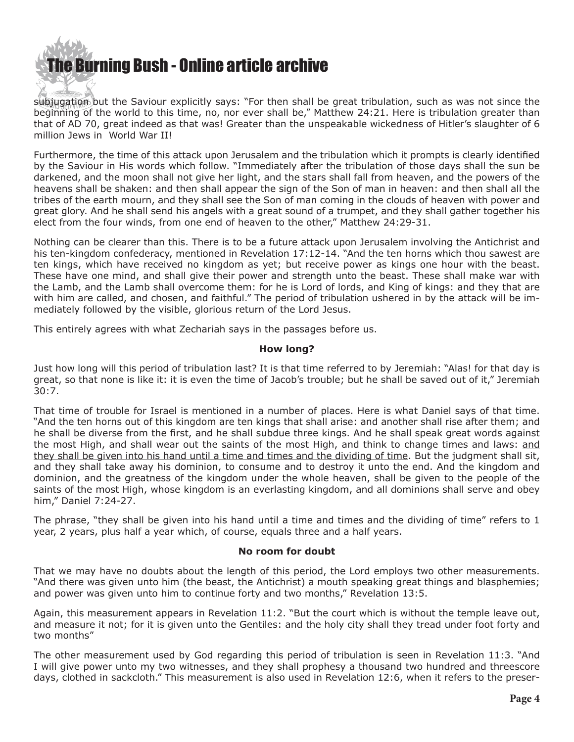subjugation but the Saviour explicitly says: "For then shall be great tribulation, such as was not since the beginning of the world to this time, no, nor ever shall be," Matthew 24:21. Here is tribulation greater than that of AD 70, great indeed as that was! Greater than the unspeakable wickedness of Hitler's slaughter of 6 million Jews in World War II!

Furthermore, the time of this attack upon Jerusalem and the tribulation which it prompts is clearly identified by the Saviour in His words which follow. "Immediately after the tribulation of those days shall the sun be darkened, and the moon shall not give her light, and the stars shall fall from heaven, and the powers of the heavens shall be shaken: and then shall appear the sign of the Son of man in heaven: and then shall all the tribes of the earth mourn, and they shall see the Son of man coming in the clouds of heaven with power and great glory. And he shall send his angels with a great sound of a trumpet, and they shall gather together his elect from the four winds, from one end of heaven to the other," Matthew 24:29-31.

Nothing can be clearer than this. There is to be a future attack upon Jerusalem involving the Antichrist and his ten-kingdom confederacy, mentioned in Revelation 17:12-14. "And the ten horns which thou sawest are ten kings, which have received no kingdom as yet; but receive power as kings one hour with the beast. These have one mind, and shall give their power and strength unto the beast. These shall make war with the Lamb, and the Lamb shall overcome them: for he is Lord of lords, and King of kings: and they that are with him are called, and chosen, and faithful." The period of tribulation ushered in by the attack will be immediately followed by the visible, glorious return of the Lord Jesus.

This entirely agrees with what Zechariah says in the passages before us.

**How long?**

Just how long will this period of tribulation last? It is that time referred to by Jeremiah: "Alas! for that day is great, so that none is like it: it is even the time of Jacob's trouble; but he shall be saved out of it," Jeremiah 30:7.

That time of trouble for Israel is mentioned in a number of places. Here is what Daniel says of that time. "And the ten horns out of this kingdom are ten kings that shall arise: and another shall rise after them; and he shall be diverse from the first, and he shall subdue three kings. And he shall speak great words against the most High, and shall wear out the saints of the most High, and think to change times and laws: <u>and they shall be given into his hand until a time and times and the dividing of time</u>. But the judgment shall sit, and they shall take away his dominion, to consume and to destroy it unto the end. And the kingdom and dominion, and the greatness of the kingdom under the whole heaven, shall be given to the people of the saints of the most High, whose kingdom is an everlasting kingdom, and all dominions shall serve and obey him," Daniel 7:24-27.

The phrase, "they shall be given into his hand until a time and times and the dividing of time" refers to 1 year, 2 years, plus half a year which, of course, equals three and a half years.

**No room for doubt**

That we may have no doubts about the length of this period, the Lord employs two other measurements. "And there was given unto him (the beast, the Antichrist) a mouth speaking great things and blasphemies; and power was given unto him to continue forty and two months," Revelation 13:5.

Again, this measurement appears in Revelation 11:2. "But the court which is without the temple leave out, and measure it not; for it is given unto the Gentiles: and the holy city shall they tread under foot forty and two months"

The other measurement used by God regarding this period of tribulation is seen in Revelation 11:3. "And I will give power unto my two witnesses, and they shall prophesy a thousand two hundred and threescore days, clothed in sackcloth." This measurement is also used in Revelation 12:6, when it refers to the preser-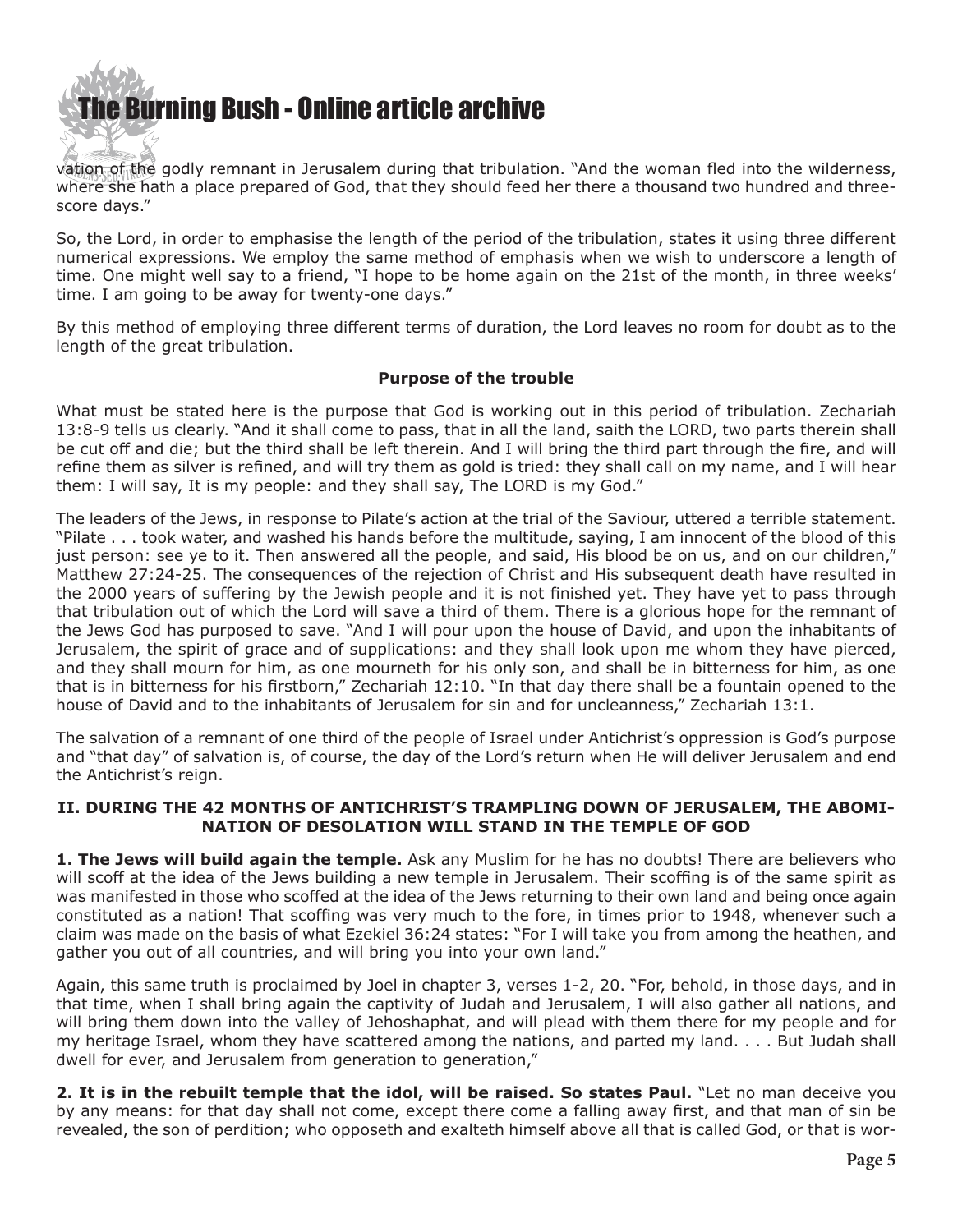vation of the godly remnant in Jerusalem during that tribulation. "And the woman fled into the wilderness, where she hath a place prepared of God, that they should feed her there a thousand two hundred and threescore days."

So, the Lord, in order to emphasise the length of the period of the tribulation, states it using three different numerical expressions. We employ the same method of emphasis when we wish to underscore a length of time. One might well say to a friend, "I hope to be home again on the 21st of the month, in three weeks' time. I am going to be away for twenty-one days."

By this method of employing three different terms of duration, the Lord leaves no room for doubt as to the length of the great tribulation.

**Purpose of the trouble**

What must be stated here is the purpose that God is working out in this period of tribulation. Zechariah 13:8-9 tells us clearly. "And it shall come to pass, that in all the land, saith the LORD, two parts therein shall be cut off and die; but the third shall be left therein. And I will bring the third part through the fire, and will refine them as silver is refined, and will try them as gold is tried: they shall call on my name, and I will hear them: I will say, It is my people: and they shall say, The LORD is my God."

The leaders of the Jews, in response to Pilate's action at the trial of the Saviour, uttered a terrible statement. "Pilate . . . took water, and washed his hands before the multitude, saying, I am innocent of the blood of this just person: see ye to it. Then answered all the people, and said, His blood be on us, and on our children," Matthew 27:24-25. The consequences of the rejection of Christ and His subsequent death have resulted in the 2000 years of suffering by the Jewish people and it is not finished yet. They have yet to pass through that tribulation out of which the Lord will save a third of them. There is a glorious hope for the remnant of the Jews God has purposed to save. "And I will pour upon the house of David, and upon the inhabitants of Jerusalem, the spirit of grace and of supplications: and they shall look upon me whom they have pierced, and they shall mourn for him, as one mourneth for his only son, and shall be in bitterness for him, as one that is in bitterness for his firstborn," Zechariah 12:10. "In that day there shall be a fountain opened to the house of David and to the inhabitants of Jerusalem for sin and for uncleanness," Zechariah 13:1.

The salvation of a remnant of one third of the people of Israel under Antichrist's oppression is God's purpose and "that day" of salvation is, of course, the day of the Lord's return when He will deliver Jerusalem and end the Antichrist's reign.

### II. DURING THE 42 MONTHS OF ANTICHRIST'S TRAMPLING DOWN OF JERUSALEM, THE ABOMINATION OF DESOLATION WILL STAND IN THE TEMPLE OF GOD

**1. The Jews will build again the temple.** Ask any Muslim for he has no doubts! There are believers who will scoff at the idea of the Jews building a new temple in Jerusalem. Their scoffing is of the same spirit as was manifested in those who scoffed at the idea of the Jews returning to their own land and being once again constituted as a nation! That scoffing was very much to the fore, in times prior to 1948, whenever such a claim was made on the basis of what Ezekiel 36:24 states: "For I will take you from among the heathen, and gather you out of all countries, and will bring you into your own land."

Again, this same truth is proclaimed by Joel in chapter 3, verses 1-2, 20. "For, behold, in those days, and in that time, when I shall bring again the captivity of Judah and Jerusalem, I will also gather all nations, and will bring them down into the valley of Jehoshaphat, and will plead with them there for my people and for my heritage Israel, whom they have scattered among the nations, and parted my land. . . . But Judah shall dwell for ever, and Jerusalem from generation to generation,"

**2. It is in the rebuilt temple that the idol, will be raised. So states Paul.** "Let no man deceive you by any means: for that day shall not come, except there come a falling away first, and that man of sin be revealed, the son of perdition; who opposeth and exalteth himself above all that is called God, or that is wor-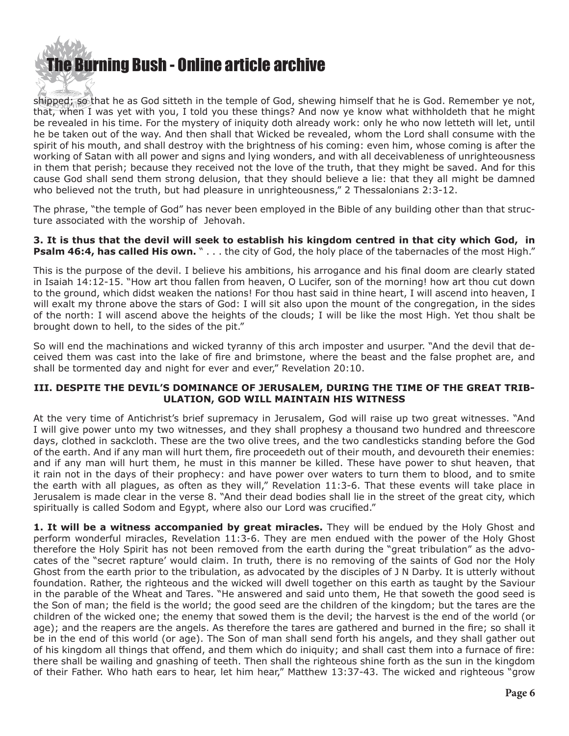shipped; so that he as God sitteth in the temple of God, shewing himself that he is God. Remember ye not, that, when I was yet with you, I told you these things? And now ye know what withholdeth that he might be revealed in his time. For the mystery of iniquity doth already work: only he who now letteth will let, until he be taken out of the way. And then shall that Wicked be revealed, whom the Lord shall consume with the spirit of his mouth, and shall destroy with the brightness of his coming: even him, whose coming is after the working of Satan with all power and signs and lying wonders, and with all deceivableness of unrighteousness in them that perish; because they received not the love of the truth, that they might be saved. And for this cause God shall send them strong delusion, that they should believe a lie: that they all might be damned who believed not the truth, but had pleasure in unrighteousness," 2 Thessalonians 2:3-12.

The phrase, "the temple of God" has never been employed in the Bible of any building other than that structure associated with the worship of Jehovah.

**3. It is thus that the devil will seek to establish his kingdom centred in that city which God, in Psalm 46:4, has called His own.** " . . . the city of God, the holy place of the tabernacles of the most High."

This is the purpose of the devil. I believe his ambitions, his arrogance and his final doom are clearly stated in Isaiah 14:12-15. "How art thou fallen from heaven, O Lucifer, son of the morning! how art thou cut down to the ground, which didst weaken the nations! For thou hast said in thine heart, I will ascend into heaven, I will exalt my throne above the stars of God: I will sit also upon the mount of the congregation, in the sides of the north: I will ascend above the heights of the clouds; I will be like the most High. Yet thou shalt be brought down to hell, to the sides of the pit."

So will end the machinations and wicked tyranny of this arch imposter and usurper. "And the devil that deceived them was cast into the lake of fire and brimstone, where the beast and the false prophet are, and shall be tormented day and night for ever and ever," Revelation 20:10.

### III. DESPITE THE DEVIL'S DOMINANCE OF JERUSALEM, DURING THE TIME OF THE GREAT TRIBULATION, GOD WILL MAINTAIN HIS WITNESS

At the very time of Antichrist's brief supremacy in Jerusalem, God will raise up two great witnesses. "And I will give power unto my two witnesses, and they shall prophesy a thousand two hundred and threescore days, clothed in sackcloth. These are the two olive trees, and the two candlesticks standing before the God of the earth. And if any man will hurt them, fire proceedeth out of their mouth, and devoureth their enemies: and if any man will hurt them, he must in this manner be killed. These have power to shut heaven, that it rain not in the days of their prophecy: and have power over waters to turn them to blood, and to smite the earth with all plagues, as often as they will," Revelation 11:3-6. That these events will take place in Jerusalem is made clear in the verse 8. "And their dead bodies shall lie in the street of the great city, which spiritually is called Sodom and Egypt, where also our Lord was crucified."

**1. It will be a witness accompanied by great miracles.** They will be endued by the Holy Ghost and perform wonderful miracles, Revelation 11:3-6. They are men endued with the power of the Holy Ghost therefore the Holy Spirit has not been removed from the earth during the "great tribulation" as the advocates of the "secret rapture' would claim. In truth, there is no removing of the saints of God nor the Holy Ghost from the earth prior to the tribulation, as advocated by the disciples of J N Darby. It is utterly without foundation. Rather, the righteous and the wicked will dwell together on this earth as taught by the Saviour in the parable of the Wheat and Tares. "He answered and said unto them, He that soweth the good seed is the Son of man; the field is the world; the good seed are the children of the kingdom; but the tares are the children of the wicked one; the enemy that sowed them is the devil; the harvest is the end of the world (or age); and the reapers are the angels. As therefore the tares are gathered and burned in the fire; so shall it be in the end of this world (or age). The Son of man shall send forth his angels, and they shall gather out of his kingdom all things that offend, and them which do iniquity; and shall cast them into a furnace of fire: there shall be wailing and gnashing of teeth. Then shall the righteous shine forth as the sun in the kingdom of their Father. Who hath ears to hear, let him hear," Matthew 13:37-43. The wicked and righteous "grow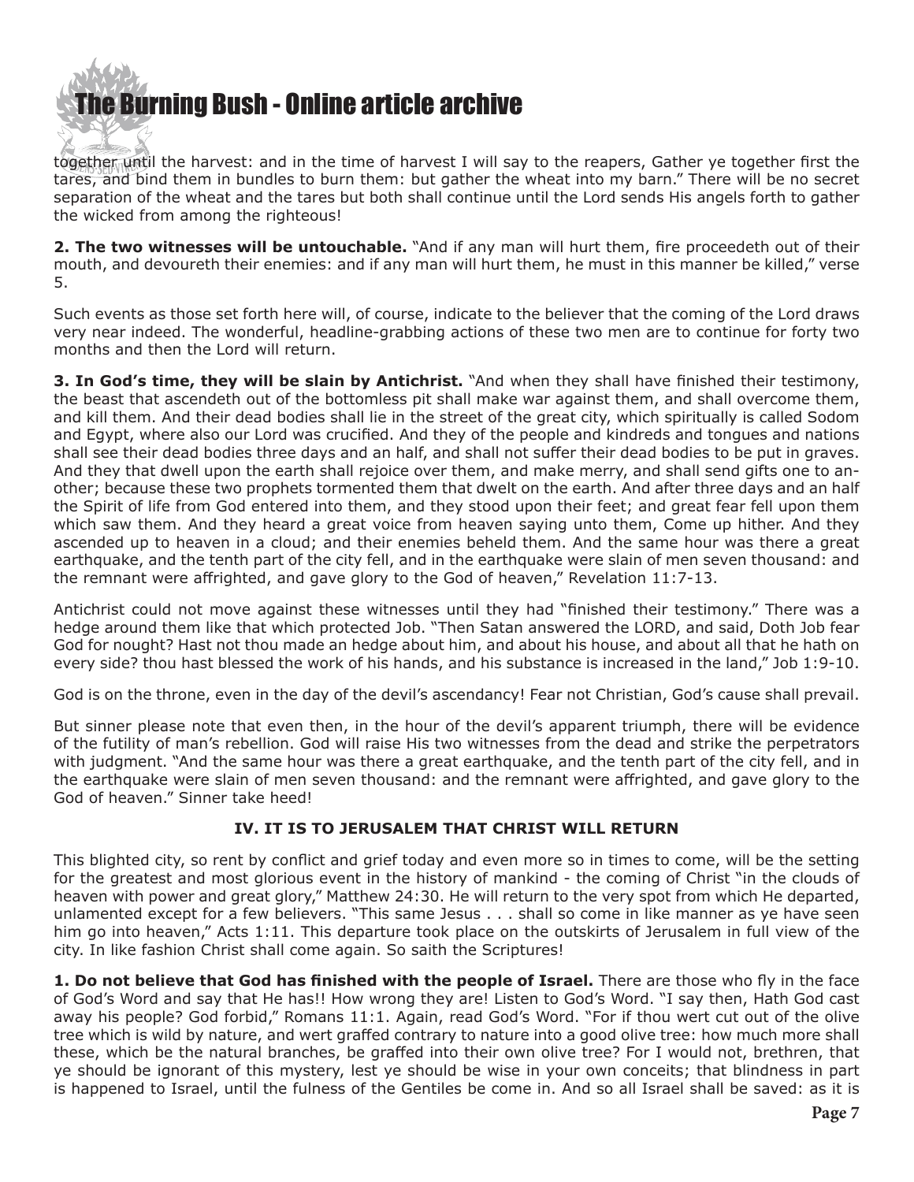together until the harvest: and in the time of harvest I will say to the reapers, Gather ye together first the tares, and bind them in bundles to burn them: but gather the wheat into my barn." There will be no secret separation of the wheat and the tares but both shall continue until the Lord sends His angels forth to gather the wicked from among the righteous!

**2. The two witnesses will be untouchable.** "And if any man will hurt them, fire proceedeth out of their mouth, and devoureth their enemies: and if any man will hurt them, he must in this manner be killed," verse 5.

Such events as those set forth here will, of course, indicate to the believer that the coming of the Lord draws very near indeed. The wonderful, headline-grabbing actions of these two men are to continue for forty two months and then the Lord will return.

**3. In God's time, they will be slain by Antichrist.** "And when they shall have finished their testimony, the beast that ascendeth out of the bottomless pit shall make war against them, and shall overcome them, and kill them. And their dead bodies shall lie in the street of the great city, which spiritually is called Sodom and Egypt, where also our Lord was crucified. And they of the people and kindreds and tongues and nations shall see their dead bodies three days and an half, and shall not suffer their dead bodies to be put in graves. And they that dwell upon the earth shall rejoice over them, and make merry, and shall send gifts one to another; because these two prophets tormented them that dwelt on the earth. And after three days and an half the Spirit of life from God entered into them, and they stood upon their feet; and great fear fell upon them which saw them. And they heard a great voice from heaven saying unto them, Come up hither. And they ascended up to heaven in a cloud; and their enemies beheld them. And the same hour was there a great earthquake, and the tenth part of the city fell, and in the earthquake were slain of men seven thousand: and the remnant were affrighted, and gave glory to the God of heaven," Revelation 11:7-13.

Antichrist could not move against these witnesses until they had "finished their testimony." There was a hedge around them like that which protected Job. "Then Satan answered the LORD, and said, Doth Job fear God for nought? Hast not thou made an hedge about him, and about his house, and about all that he hath on every side? thou hast blessed the work of his hands, and his substance is increased in the land," Job 1:9-10.

God is on the throne, even in the day of the devil's ascendancy! Fear not Christian, God's cause shall prevail.

But sinner please note that even then, in the hour of the devil's apparent triumph, there will be evidence of the futility of man's rebellion. God will raise His two witnesses from the dead and strike the perpetrators with judgment. "And the same hour was there a great earthquake, and the tenth part of the city fell, and in the earthquake were slain of men seven thousand: and the remnant were affrighted, and gave glory to the God of heaven." Sinner take heed!

## IV. IT IS TO JERUSALEM THAT CHRIST WILL RETURN

This blighted city, so rent by conflict and grief today and even more so in times to come, will be the setting for the greatest and most glorious event in the history of mankind - the coming of Christ "in the clouds of heaven with power and great glory," Matthew 24:30. He will return to the very spot from which He departed, unlamented except for a few believers. "This same Jesus . . . shall so come in like manner as ye have seen him go into heaven," Acts 1:11. This departure took place on the outskirts of Jerusalem in full view of the city. In like fashion Christ shall come again. So saith the Scriptures!

**1. Do not believe that God has finished with the people of Israel.** There are those who fly in the face of God's Word and say that He has!! How wrong they are! Listen to God's Word. "I say then, Hath God cast away his people? God forbid," Romans 11:1. Again, read God's Word. "For if thou wert cut out of the olive tree which is wild by nature, and wert graffed contrary to nature into a good olive tree: how much more shall these, which be the natural branches, be graffed into their own olive tree? For I would not, brethren, that ye should be ignorant of this mystery, lest ye should be wise in your own conceits; that blindness in part is happened to Israel, until the fulness of the Gentiles be come in. And so all Israel shall be saved: as it is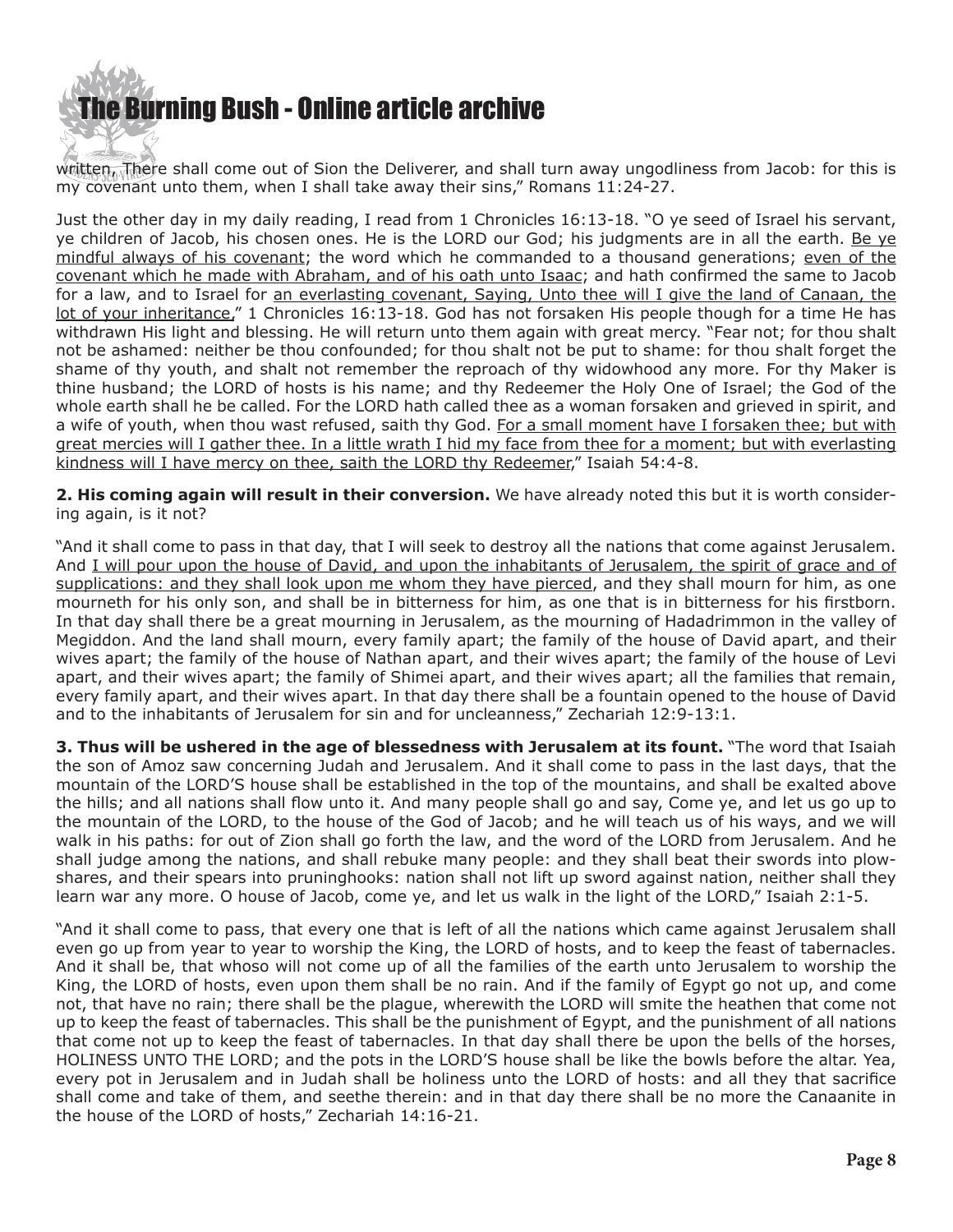written, There shall come out of Sion the Deliverer, and shall turn away ungodliness from Jacob: for this is my covenant unto them, when I shall take away their sins," Romans 11:24-27.

Just the other day in my daily reading, I read from 1 Chronicles 16:13-18. "O ye seed of Israel his servant, ye children of Jacob, his chosen ones. He is the LORD our God; his judgments are in all the earth. Be ye mindful always of his covenant; the word which he commanded to a thousand generations; even of the covenant which he made with Abraham, and of his oath unto Isaac; and hath confirmed the same to Jacob for a law, and to Israel for an everlasting covenant, Saying, Unto thee will I give the land of Canaan, the lot of your inheritance," 1 Chronicles 16:13-18. God has not forsaken His people though for a time He has withdrawn His light and blessing. He will return unto them again with great mercy. "Fear not; for thou shalt not be ashamed: neither be thou confounded; for thou shalt not be put to shame: for thou shalt forget the shame of thy youth, and shalt not remember the reproach of thy widowhood any more. For thy Maker is thine husband; the LORD of hosts is his name; and thy Redeemer the Holy One of Israel; the God of the whole earth shall he be called. For the LORD hath called thee as a woman forsaken and grieved in spirit, and a wife of youth, when thou wast refused, saith thy God. For a small moment have I forsaken thee; but with great mercies will I gather thee. In a little wrath I hid my face from thee for a moment; but with everlasting kindness will I have mercy on thee, saith the LORD thy Redeemer," Isaiah 54:4-8.

**2. His coming again will result in their conversion.** We have already noted this but it is worth considering again, is it not?

"And it shall come to pass in that day, that I will seek to destroy all the nations that come against Jerusalem. And I will pour upon the house of David, and upon the inhabitants of Jerusalem, the spirit of grace and of supplications: and they shall look upon me whom they have pierced, and they shall mourn for him, as one mourneth for his only son, and shall be in bitterness for him, as one that is in bitterness for his firstborn. In that day shall there be a great mourning in Jerusalem, as the mourning of Hadadrimmon in the valley of Megiddon. And the land shall mourn, every family apart; the family of the house of David apart, and their wives apart; the family of the house of Nathan apart, and their wives apart; the family of the house of Levi apart, and their wives apart; the family of Shimei apart, and their wives apart; all the families that remain, every family apart, and their wives apart. In that day there shall be a fountain opened to the house of David and to the inhabitants of Jerusalem for sin and for uncleanness," Zechariah 12:9-13:1.

**3. Thus will be ushered in the age of blessedness with Jerusalem at its fount.** "The word that Isaiah the son of Amoz saw concerning Judah and Jerusalem. And it shall come to pass in the last days, that the mountain of the LORD'S house shall be established in the top of the mountains, and shall be exalted above the hills; and all nations shall flow unto it. And many people shall go and say, Come ye, and let us go up to the mountain of the LORD, to the house of the God of Jacob; and he will teach us of his ways, and we will walk in his paths: for out of Zion shall go forth the law, and the word of the LORD from Jerusalem. And he shall judge among the nations, and shall rebuke many people: and they shall beat their swords into plowshares, and their spears into pruninghooks: nation shall not lift up sword against nation, neither shall they learn war any more. O house of Jacob, come ye, and let us walk in the light of the LORD," Isaiah 2:1-5.

"And it shall come to pass, that every one that is left of all the nations which came against Jerusalem shall even go up from year to year to worship the King, the LORD of hosts, and to keep the feast of tabernacles. And it shall be, that whoso will not come up of all the families of the earth unto Jerusalem to worship the King, the LORD of hosts, even upon them shall be no rain. And if the family of Egypt go not up, and come not, that have no rain; there shall be the plague, wherewith the LORD will smite the heathen that come not up to keep the feast of tabernacles. This shall be the punishment of Egypt, and the punishment of all nations that come not up to keep the feast of tabernacles. In that day shall there be upon the bells of the horses, HOLINESS UNTO THE LORD; and the pots in the LORD'S house shall be like the bowls before the altar. Yea, every pot in Jerusalem and in Judah shall be holiness unto the LORD of hosts: and all they that sacrifice shall come and take of them, and seethe therein: and in that day there shall be no more the Canaanite in the house of the LORD of hosts," Zechariah 14:16-21.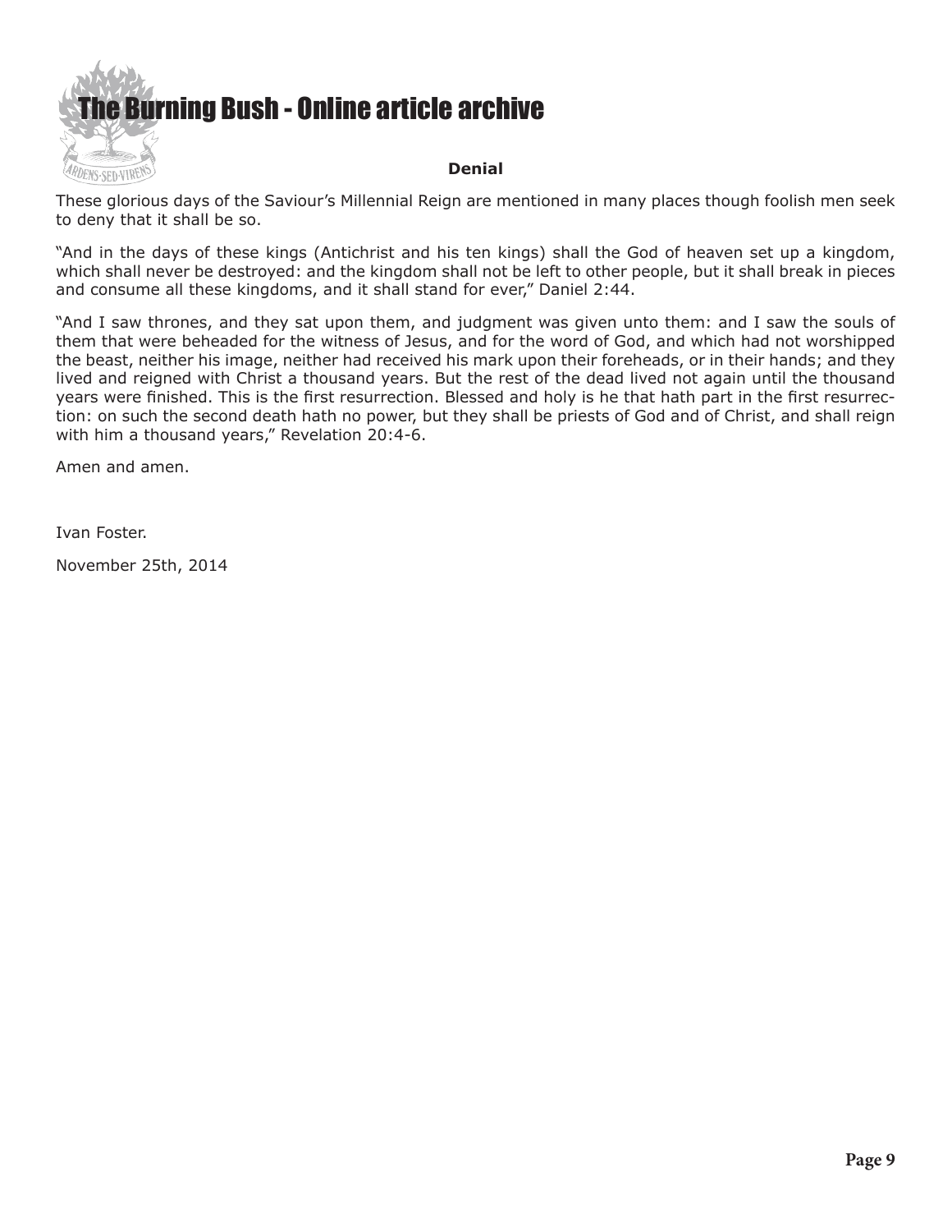### Denial

These glorious days of the Saviour's Millennial Reign are mentioned in many places though foolish men seek to deny that it shall be so.

"And in the days of these kings (Antichrist and his ten kings) shall the God of heaven set up a kingdom, which shall never be destroyed: and the kingdom shall not be left to other people, but it shall break in pieces and consume all these kingdoms, and it shall stand for ever," Daniel 2:44.

"And I saw thrones, and they sat upon them, and judgment was given unto them: and I saw the souls of them that were beheaded for the witness of Jesus, and for the word of God, and which had not worshipped the beast, neither his image, neither had received his mark upon their foreheads, or in their hands; and they lived and reigned with Christ a thousand years. But the rest of the dead lived not again until the thousand years were finished. This is the first resurrection. Blessed and holy is he that hath part in the first resurrection: on such the second death hath no power, but they shall be priests of God and of Christ, and shall reign with him a thousand years," Revelation 20:4-6.

Amen and amen.

Ivan Foster.

November 25th, 2014